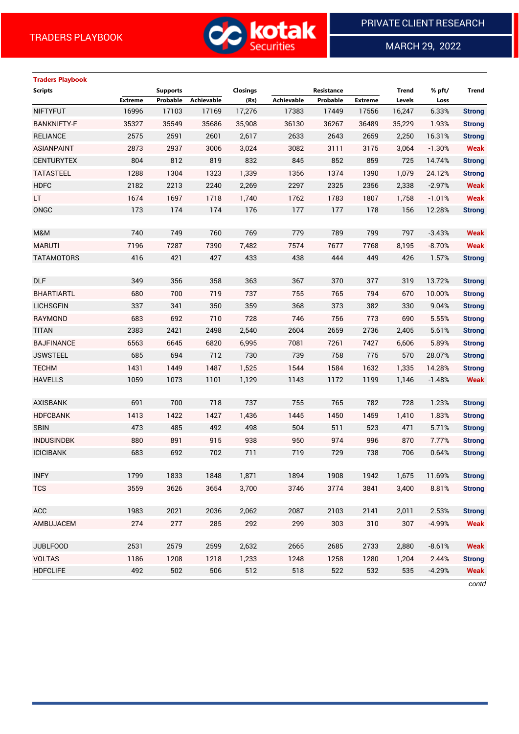TRADERS PLAYBOOK

PRIVATE CLIENT RESEARCH

MARCH 29, 2022

**Traders Playbook**

| Scripts | Supports | | | Closings | Resistance | | | Trend | % pft/ | Trend |
|---|---|---|---|---|---|---|---|---|---|---|
| | Extreme | Probable | Achievable | (Rs) | Achievable | Probable | Extreme | Levels | Loss | |
| NIFTYFUT | 16996 | 17103 | 17169 | 17,276 | 17383 | 17449 | 17556 | 16,247 | 6.33% | Strong |
| BANKNIFTY-F | 35327 | 35549 | 35686 | 35,908 | 36130 | 36267 | 36489 | 35,229 | 1.93% | Strong |
| RELIANCE | 2575 | 2591 | 2601 | 2,617 | 2633 | 2643 | 2659 | 2,250 | 16.31% | Strong |
| ASIANPAINT | 2873 | 2937 | 3006 | 3,024 | 3082 | 3111 | 3175 | 3,064 | -1.30% | Weak |
| CENTURYTEX | 804 | 812 | 819 | 832 | 845 | 852 | 859 | 725 | 14.74% | Strong |
| TATASTEEL | 1288 | 1304 | 1323 | 1,339 | 1356 | 1374 | 1390 | 1,079 | 24.12% | Strong |
| HDFC | 2182 | 2213 | 2240 | 2,269 | 2297 | 2325 | 2356 | 2,338 | -2.97% | Weak |
| LT | 1674 | 1697 | 1718 | 1,740 | 1762 | 1783 | 1807 | 1,758 | -1.01% | Weak |
| ONGC | 173 | 174 | 174 | 176 | 177 | 177 | 178 | 156 | 12.28% | Strong |
| | | | | | | | | | | |
| M&M | 740 | 749 | 760 | 769 | 779 | 789 | 799 | 797 | -3.43% | Weak |
| MARUTI | 7196 | 7287 | 7390 | 7,482 | 7574 | 7677 | 7768 | 8,195 | -8.70% | Weak |
| TATAMOTORS | 416 | 421 | 427 | 433 | 438 | 444 | 449 | 426 | 1.57% | Strong |
| | | | | | | | | | | |
| DLF | 349 | 356 | 358 | 363 | 367 | 370 | 377 | 319 | 13.72% | Strong |
| BHARTIARTL | 680 | 700 | 719 | 737 | 755 | 765 | 794 | 670 | 10.00% | Strong |
| LICHSGFIN | 337 | 341 | 350 | 359 | 368 | 373 | 382 | 330 | 9.04% | Strong |
| RAYMOND | 683 | 692 | 710 | 728 | 746 | 756 | 773 | 690 | 5.55% | Strong |
| TITAN | 2383 | 2421 | 2498 | 2,540 | 2604 | 2659 | 2736 | 2,405 | 5.61% | Strong |
| BAJFINANCE | 6563 | 6645 | 6820 | 6,995 | 7081 | 7261 | 7427 | 6,606 | 5.89% | Strong |
| JSWSTEEL | 685 | 694 | 712 | 730 | 739 | 758 | 775 | 570 | 28.07% | Strong |
| TECHM | 1431 | 1449 | 1487 | 1,525 | 1544 | 1584 | 1632 | 1,335 | 14.28% | Strong |
| HAVELLS | 1059 | 1073 | 1101 | 1,129 | 1143 | 1172 | 1199 | 1,146 | -1.48% | Weak |
| | | | | | | | | | | |
| AXISBANK | 691 | 700 | 718 | 737 | 755 | 765 | 782 | 728 | 1.23% | Strong |
| HDFCBANK | 1413 | 1422 | 1427 | 1,436 | 1445 | 1450 | 1459 | 1,410 | 1.83% | Strong |
| SBIN | 473 | 485 | 492 | 498 | 504 | 511 | 523 | 471 | 5.71% | Strong |
| INDUSINDBK | 880 | 891 | 915 | 938 | 950 | 974 | 996 | 870 | 7.77% | Strong |
| ICICIBANK | 683 | 692 | 702 | 711 | 719 | 729 | 738 | 706 | 0.64% | Strong |
| | | | | | | | | | | |
| INFY | 1799 | 1833 | 1848 | 1,871 | 1894 | 1908 | 1942 | 1,675 | 11.69% | Strong |
| TCS | 3559 | 3626 | 3654 | 3,700 | 3746 | 3774 | 3841 | 3,400 | 8.81% | Strong |
| | | | | | | | | | | |
| ACC | 1983 | 2021 | 2036 | 2,062 | 2087 | 2103 | 2141 | 2,011 | 2.53% | Strong |
| AMBUJACEM | 274 | 277 | 285 | 292 | 299 | 303 | 310 | 307 | -4.99% | Weak |
| | | | | | | | | | | |
| JUBLFOOD | 2531 | 2579 | 2599 | 2,632 | 2665 | 2685 | 2733 | 2,880 | -8.61% | Weak |
| VOLTAS | 1186 | 1208 | 1218 | 1,233 | 1248 | 1258 | 1280 | 1,204 | 2.44% | Strong |
| HDFCLIFE | 492 | 502 | 506 | 512 | 518 | 522 | 532 | 535 | -4.29% | Weak |

*contd*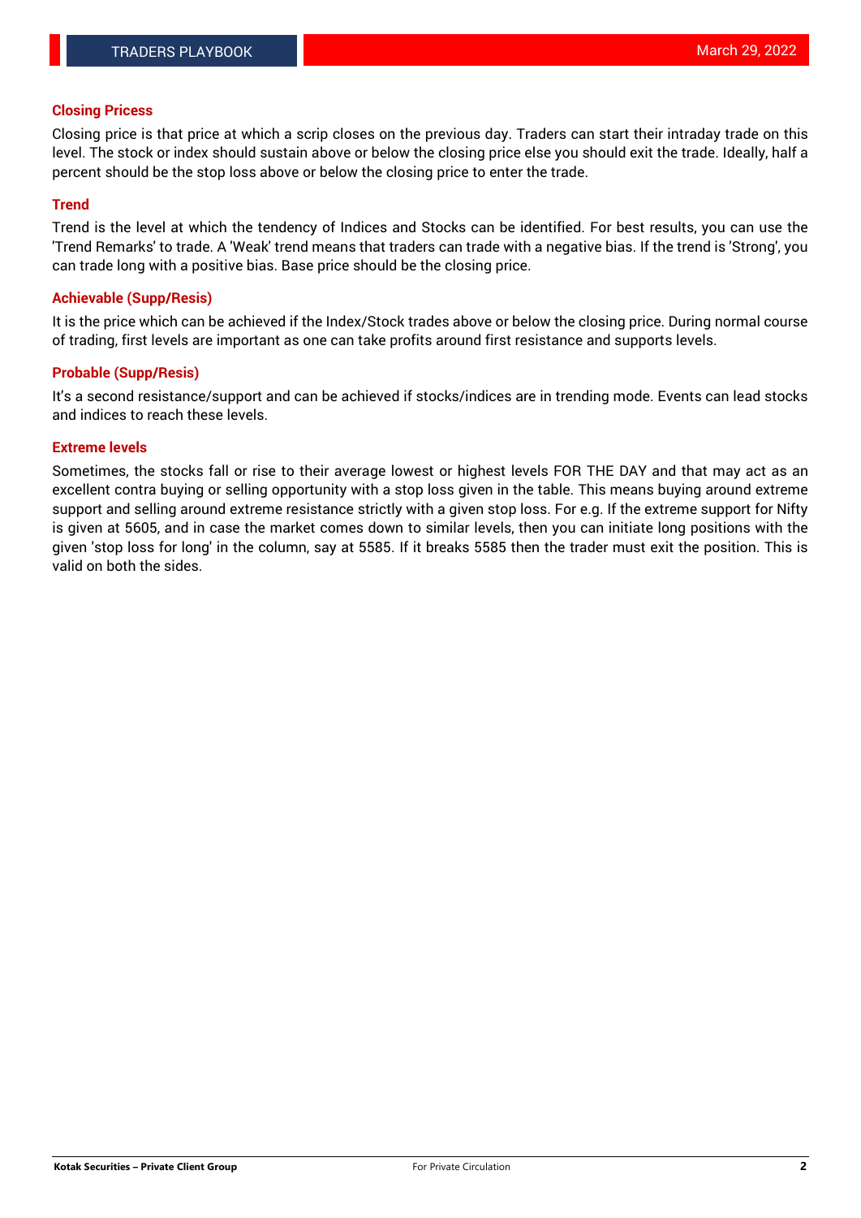### Closing Pricess

Closing price is that price at which a scrip closes on the previous day. Traders can start their intraday trade on this level. The stock or index should sustain above or below the closing price else you should exit the trade. Ideally, half a percent should be the stop loss above or below the closing price to enter the trade.

### Trend

Trend is the level at which the tendency of Indices and Stocks can be identified. For best results, you can use the 'Trend Remarks' to trade. A 'Weak' trend means that traders can trade with a negative bias. If the trend is 'Strong', you can trade long with a positive bias. Base price should be the closing price.

### Achievable (Supp/Resis)

It is the price which can be achieved if the Index/Stock trades above or below the closing price. During normal course of trading, first levels are important as one can take profits around first resistance and supports levels.

### Probable (Supp/Resis)

It's a second resistance/support and can be achieved if stocks/indices are in trending mode. Events can lead stocks and indices to reach these levels.

### Extreme levels

Sometimes, the stocks fall or rise to their average lowest or highest levels FOR THE DAY and that may act as an excellent contra buying or selling opportunity with a stop loss given in the table. This means buying around extreme support and selling around extreme resistance strictly with a given stop loss. For e.g. If the extreme support for Nifty is given at 5605, and in case the market comes down to similar levels, then you can initiate long positions with the given 'stop loss for long' in the column, say at 5585. If it breaks 5585 then the trader must exit the position. This is valid on both the sides.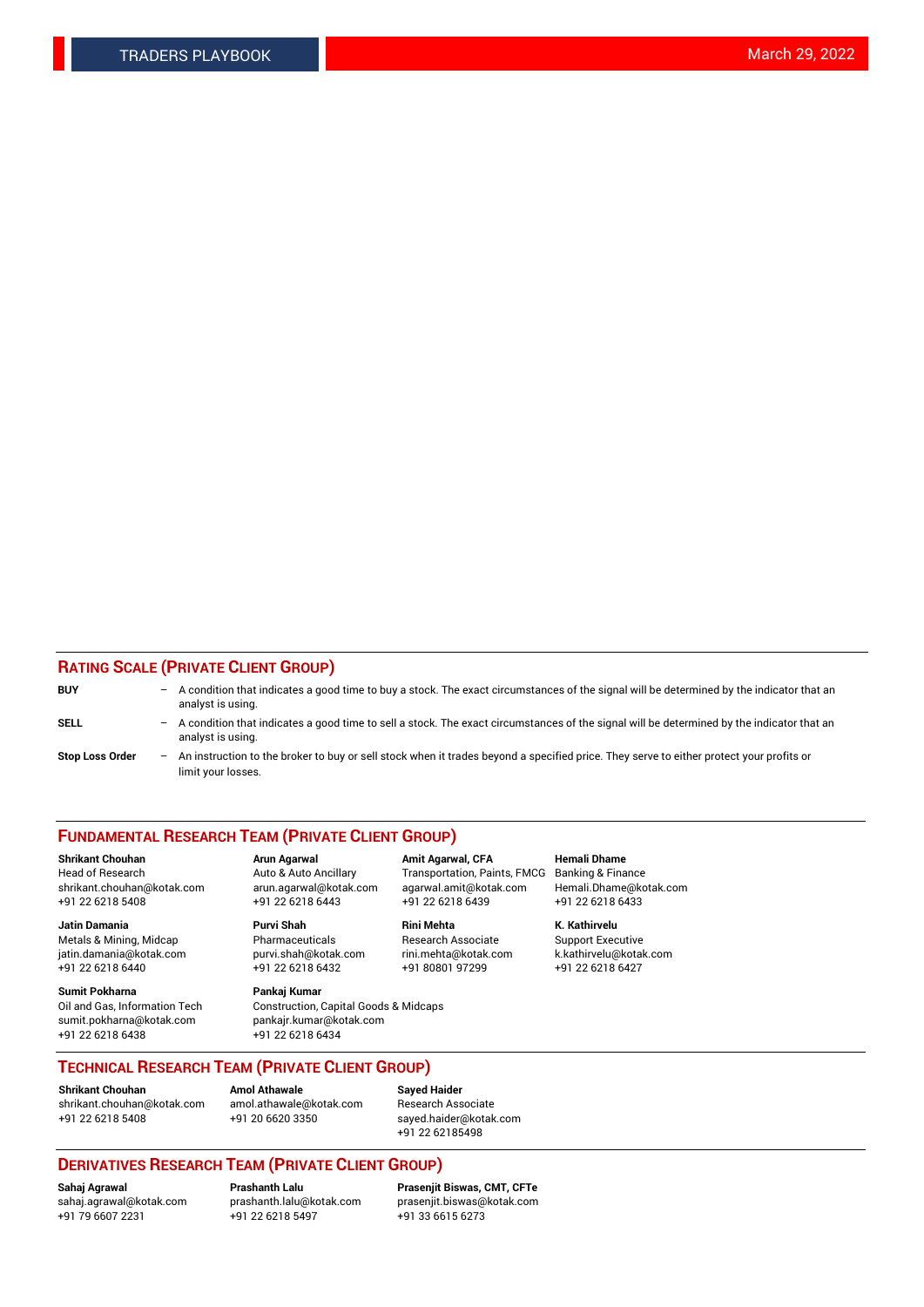## RATING SCALE (PRIVATE CLIENT GROUP)

**BUY** – A condition that indicates a good time to buy a stock. The exact circumstances of the signal will be determined by the indicator that an analyst is using.

**SELL** – A condition that indicates a good time to sell a stock. The exact circumstances of the signal will be determined by the indicator that an analyst is using.

**Stop Loss Order** – An instruction to the broker to buy or sell stock when it trades beyond a specified price. They serve to either protect your profits or limit your losses.

## FUNDAMENTAL RESEARCH TEAM (PRIVATE CLIENT GROUP)

**Shrikant Chouhan**
Head of Research
shrikant.chouhan@kotak.com
+91 22 6218 5408

**Arun Agarwal**
Auto & Auto Ancillary
arun.agarwal@kotak.com
+91 22 6218 6443

**Amit Agarwal, CFA**
Transportation, Paints, FMCG
agarwal.amit@kotak.com
+91 22 6218 6439

**Hemali Dhame**
Banking & Finance
Hemali.Dhame@kotak.com
+91 22 6218 6433

**Jatin Damania**
Metals & Mining, Midcap
jatin.damania@kotak.com
+91 22 6218 6440

**Purvi Shah**
Pharmaceuticals
purvi.shah@kotak.com
+91 22 6218 6432

**Rini Mehta**
Research Associate
rini.mehta@kotak.com
+91 80801 97299

**K. Kathirvelu**
Support Executive
k.kathirvelu@kotak.com
+91 22 6218 6427

**Sumit Pokharna**
Oil and Gas, Information Tech
sumit.pokharna@kotak.com
+91 22 6218 6438

**Pankaj Kumar**
Construction, Capital Goods & Midcaps
pankajr.kumar@kotak.com
+91 22 6218 6434

## TECHNICAL RESEARCH TEAM (PRIVATE CLIENT GROUP)

**Shrikant Chouhan**
shrikant.chouhan@kotak.com
+91 22 6218 5408

**Amol Athawale**
amol.athawale@kotak.com
+91 20 6620 3350

**Sayed Haider**
Research Associate
sayed.haider@kotak.com
+91 22 62185498

## DERIVATIVES RESEARCH TEAM (PRIVATE CLIENT GROUP)

**Sahaj Agrawal**
sahaj.agrawal@kotak.com
+91 79 6607 2231

**Prashanth Lalu**
prashanth.lalu@kotak.com
+91 22 6218 5497

**Prasenjit Biswas, CMT, CFTe**
prasenjit.biswas@kotak.com
+91 33 6615 6273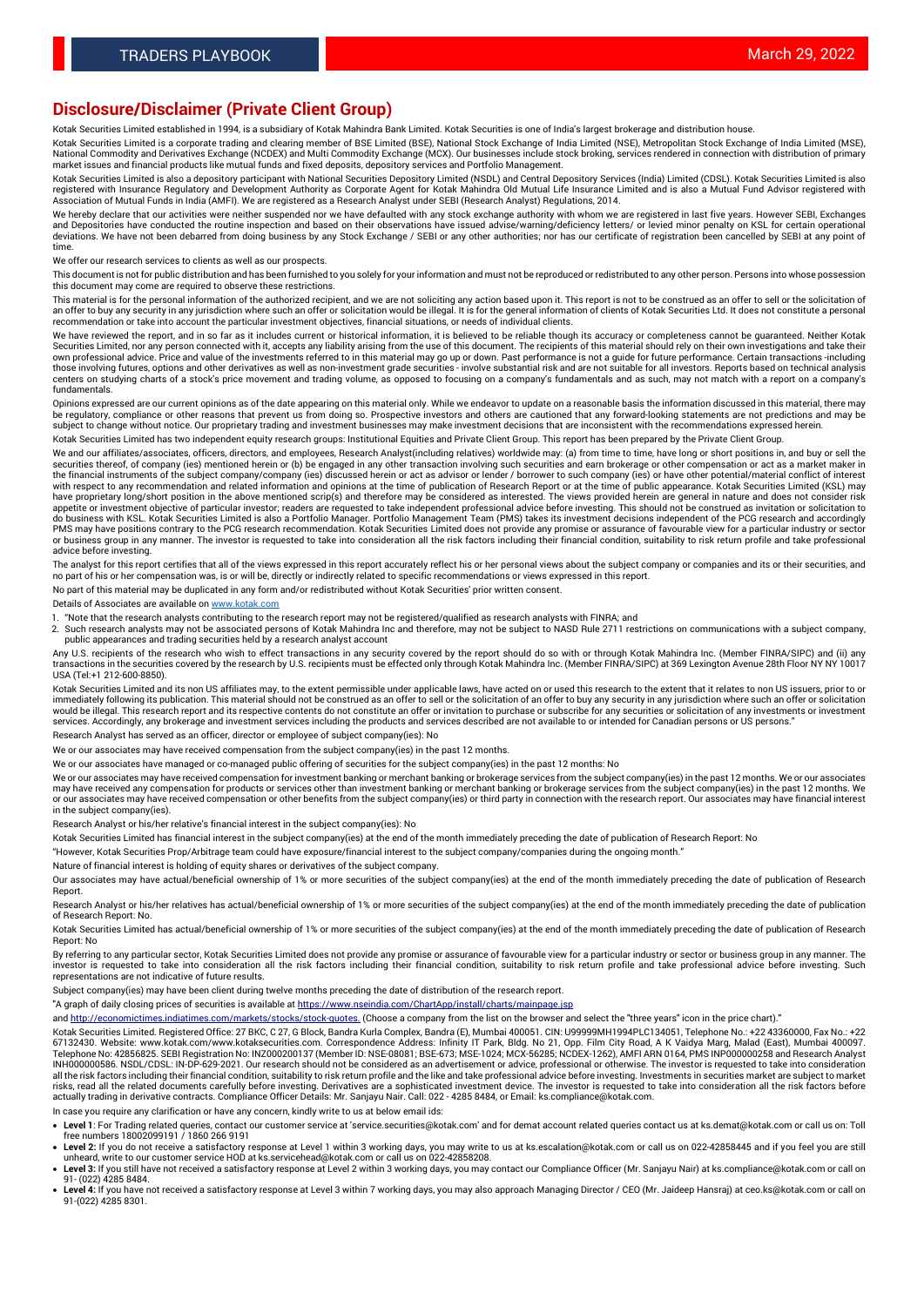## Disclosure/Disclaimer (Private Client Group)

Kotak Securities Limited established in 1994, is a subsidiary of Kotak Mahindra Bank Limited. Kotak Securities is one of India's largest brokerage and distribution house.

Kotak Securities Limited is a corporate trading and clearing member of BSE Limited (BSE), National Stock Exchange of India Limited (NSE), Metropolitan Stock Exchange of India Limited (MSE), National Commodity and Derivatives Exchange (NCDEX) and Multi Commodity Exchange (MCX). Our businesses include stock broking, services rendered in connection with distribution of primary market issues and financial products like mutual funds and fixed deposits, depository services and Portfolio Management.

Kotak Securities Limited is also a depository participant with National Securities Depository Limited (NSDL) and Central Depository Services (India) Limited (CDSL). Kotak Securities Limited is also registered with Insurance Regulatory and Development Authority as Corporate Agent for Kotak Mahindra Old Mutual Life Insurance Limited and is also a Mutual Fund Advisor registered with Association of Mutual Funds in India (AMFI). We are registered as a Research Analyst under SEBI (Research Analyst) Regulations, 2014.

We hereby declare that our activities were neither suspended nor we have defaulted with any stock exchange authority with whom we are registered in last five years. However SEBI, Exchanges and Depositories have conducted the routine inspection and based on their observations have issued advise/warning/deficiency letters/ or levied minor penalty on KSL for certain operational deviations. We have not been debarred from doing business by any Stock Exchange / SEBI or any other authorities; nor has our certificate of registration been cancelled by SEBI at any point of time.

We offer our research services to clients as well as our prospects.

This document is not for public distribution and has been furnished to you solely for your information and must not be reproduced or redistributed to any other person. Persons into whose possession this document may come are required to observe these restrictions.

This material is for the personal information of the authorized recipient, and we are not soliciting any action based upon it. This report is not to be construed as an offer to sell or the solicitation of an offer to buy any security in any jurisdiction where such an offer or solicitation would be illegal. It is for the general information of clients of Kotak Securities Ltd. It does not constitute a personal recommendation or take into account the particular investment objectives, financial situations, or needs of individual clients.

We have reviewed the report, and in so far as it includes current or historical information, it is believed to be reliable though its accuracy or completeness cannot be guaranteed. Neither Kotak Securities Limited, nor any person connected with it, accepts any liability arising from the use of this document. The recipients of this material should rely on their own investigations and take their own professional advice. Price and value of the investments referred to in this material may go up or down. Past performance is not a guide for future performance. Certain transactions -including those involving futures, options and other derivatives as well as non-investment grade securities - involve substantial risk and are not suitable for all investors. Reports based on technical analysis centers on studying charts of a stock's price movement and trading volume, as opposed to focusing on a company's fundamentals and as such, may not match with a report on a company's fundamentals.

Opinions expressed are our current opinions as of the date appearing on this material only. While we endeavor to update on a reasonable basis the information discussed in this material, there may be regulatory, compliance or other reasons that prevent us from doing so. Prospective investors and others are cautioned that any forward-looking statements are not predictions and may be subject to change without notice. Our proprietary trading and investment businesses may make investment decisions that are inconsistent with the recommendations expressed herein.

Kotak Securities Limited has two independent equity research groups: Institutional Equities and Private Client Group. This report has been prepared by the Private Client Group.

We and our affiliates/associates, officers, directors, and employees, Research Analyst(including relatives) worldwide may: (a) from time to time, have long or short positions in, and buy or sell the securities thereof, of company (ies) mentioned herein or (b) be engaged in any other transaction involving such securities and earn brokerage or other compensation or act as a market maker in the financial instruments of the subject company/company (ies) discussed herein or act as advisor or lender / borrower to such company (ies) or have other potential/material conflict of interest with respect to any recommendation and related information and opinions at the time of publication of Research Report or at the time of public appearance. Kotak Securities Limited (KSL) may have proprietary long/short position in the above mentioned scrip(s) and therefore may be considered as interested. The views provided herein are general in nature and does not consider risk appetite or investment objective of particular investor; readers are requested to take independent professional advice before investing. This should not be construed as invitation or solicitation to do business with KSL. Kotak Securities Limited is also a Portfolio Manager. Portfolio Management Team (PMS) takes its investment decisions independent of the PCG research and accordingly PMS may have positions contrary to the PCG research recommendation. Kotak Securities Limited does not provide any promise or assurance of favourable view for a particular industry or sector or business group in any manner. The investor is requested to take into consideration all the risk factors including their financial condition, suitability to risk return profile and take professional advice before investing.

The analyst for this report certifies that all of the views expressed in this report accurately reflect his or her personal views about the subject company or companies and its or their securities, and no part of his or her compensation was, is or will be, directly or indirectly related to specific recommendations or views expressed in this report.

No part of this material may be duplicated in any form and/or redistributed without Kotak Securities' prior written consent.

Details of Associates are available on www.kotak.com

1. "Note that the research analysts contributing to the research report may not be registered/qualified as research analysts with FINRA; and
2. Such research analysts may not be associated persons of Kotak Mahindra Inc and therefore, may not be subject to NASD Rule 2711 restrictions on communications with a subject company, public appearances and trading securities held by a research analyst account

Any U.S. recipients of the research who wish to effect transactions in any security covered by the report should do so with or through Kotak Mahindra Inc. (Member FINRA/SIPC) and (ii) any transactions in the securities covered by the research by U.S. recipients must be effected only through Kotak Mahindra Inc. (Member FINRA/SIPC) at 369 Lexington Avenue 28th Floor NY NY 10017 USA (Tel:+1 212-600-8850).

Kotak Securities Limited and its non US affiliates may, to the extent permissible under applicable laws, have acted on or used this research to the extent that it relates to non US issuers, prior to or immediately following its publication. This material should not be construed as an offer to sell or the solicitation of an offer to buy any security in any jurisdiction where such an offer or solicitation would be illegal. This research report and its respective contents do not constitute an offer or invitation to purchase or subscribe for any securities or solicitation of any investments or investment services. Accordingly, any brokerage and investment services including the products and services described are not available to or intended for Canadian persons or US persons."

Research Analyst has served as an officer, director or employee of subject company(ies): No

We or our associates may have received compensation from the subject company(ies) in the past 12 months.

We or our associates have managed or co-managed public offering of securities for the subject company(ies) in the past 12 months: No

We or our associates may have received compensation for investment banking or merchant banking or brokerage services from the subject company(ies) in the past 12 months. We or our associates may have received any compensation for products or services other than investment banking or merchant banking or brokerage services from the subject company(ies) in the past 12 months. We or our associates may have received compensation or other benefits from the subject company(ies) or third party in connection with the research report. Our associates may have financial interest in the subject company(ies).

Research Analyst or his/her relative's financial interest in the subject company(ies): No

Kotak Securities Limited has financial interest in the subject company(ies) at the end of the month immediately preceding the date of publication of Research Report: No

"However, Kotak Securities Prop/Arbitrage team could have exposure/financial interest to the subject company/companies during the ongoing month."

Nature of financial interest is holding of equity shares or derivatives of the subject company.

Our associates may have actual/beneficial ownership of 1% or more securities of the subject company(ies) at the end of the month immediately preceding the date of publication of Research Report.

Research Analyst or his/her relatives has actual/beneficial ownership of 1% or more securities of the subject company(ies) at the end of the month immediately preceding the date of publication of Research Report: No.

Kotak Securities Limited has actual/beneficial ownership of 1% or more securities of the subject company(ies) at the end of the month immediately preceding the date of publication of Research Report: No

By referring to any particular sector, Kotak Securities Limited does not provide any promise or assurance of favourable view for a particular industry or sector or business group in any manner. The investor is requested to take into consideration all the risk factors including their financial condition, suitability to risk return profile and take professional advice before investing. Such representations are not indicative of future results.

Subject company(ies) may have been client during twelve months preceding the date of distribution of the research report.

"A graph of daily closing prices of securities is available at https://www.nseindia.com/ChartApp/install/charts/mainpage.jsp

and http://economictimes.indiatimes.com/markets/stocks/stock-quotes. (Choose a company from the list on the browser and select the "three years" icon in the price chart)."

Kotak Securities Limited. Registered Office: 27 BKC, C 27, G Block, Bandra Kurla Complex, Bandra (E), Mumbai 400051. CIN: U99999MH1994PLC134051, Telephone No.: +22 43360000, Fax No.: +22 67132430. Website: www.kotak.com/www.kotaksecurities.com. Correspondence Address: Infinity IT Park, Bldg. No 21, Opp. Film City Road, A K Vaidya Marg, Malad (East), Mumbai 400097. Telephone No: 42856825. SEBI Registration No: INZ000200137 (Member ID: NSE-08081; BSE-673; MSE-1024; MCX-56285; NCDEX-1262), AMFI ARN 0164, PMS INP000000258 and Research Analyst INH000000586. NSDL/CDSL: IN-DP-629-2021. Our research should not be considered as an advertisement or advice, professional or otherwise. The investor is requested to take into consideration all the risk factors including their financial condition, suitability to risk return profile and the like and take professional advice before investing. Investments in securities market are subject to market risks, read all the related documents carefully before investing. Derivatives are a sophisticated investment device. The investor is requested to take into consideration all the risk factors before actually trading in derivative contracts. Compliance Officer Details: Mr. Sanjayu Nair. Call: 022 - 4285 8484, or Email: ks.compliance@kotak.com.

In case you require any clarification or have any concern, kindly write to us at below email ids:

- **Level 1**: For Trading related queries, contact our customer service at 'service.securities@kotak.com' and for demat account related queries contact us at ks.demat@kotak.com or call us on: Toll free numbers 18002099191 / 1860 266 9191
- **Level 2:** If you do not receive a satisfactory response at Level 1 within 3 working days, you may write to us at ks.escalation@kotak.com or call us on 022-42858445 and if you feel you are still unheard, write to our customer service HOD at ks.servicehead@kotak.com or call us on 022-42858208.
- **Level 3:** If you still have not received a satisfactory response at Level 2 within 3 working days, you may contact our Compliance Officer (Mr. Sanjayu Nair) at ks.compliance@kotak.com or call on 91- (022) 4285 8484.
- **Level 4:** If you have not received a satisfactory response at Level 3 within 7 working days, you may also approach Managing Director / CEO (Mr. Jaideep Hansraj) at ceo.ks@kotak.com or call on 91-(022) 4285 8301.